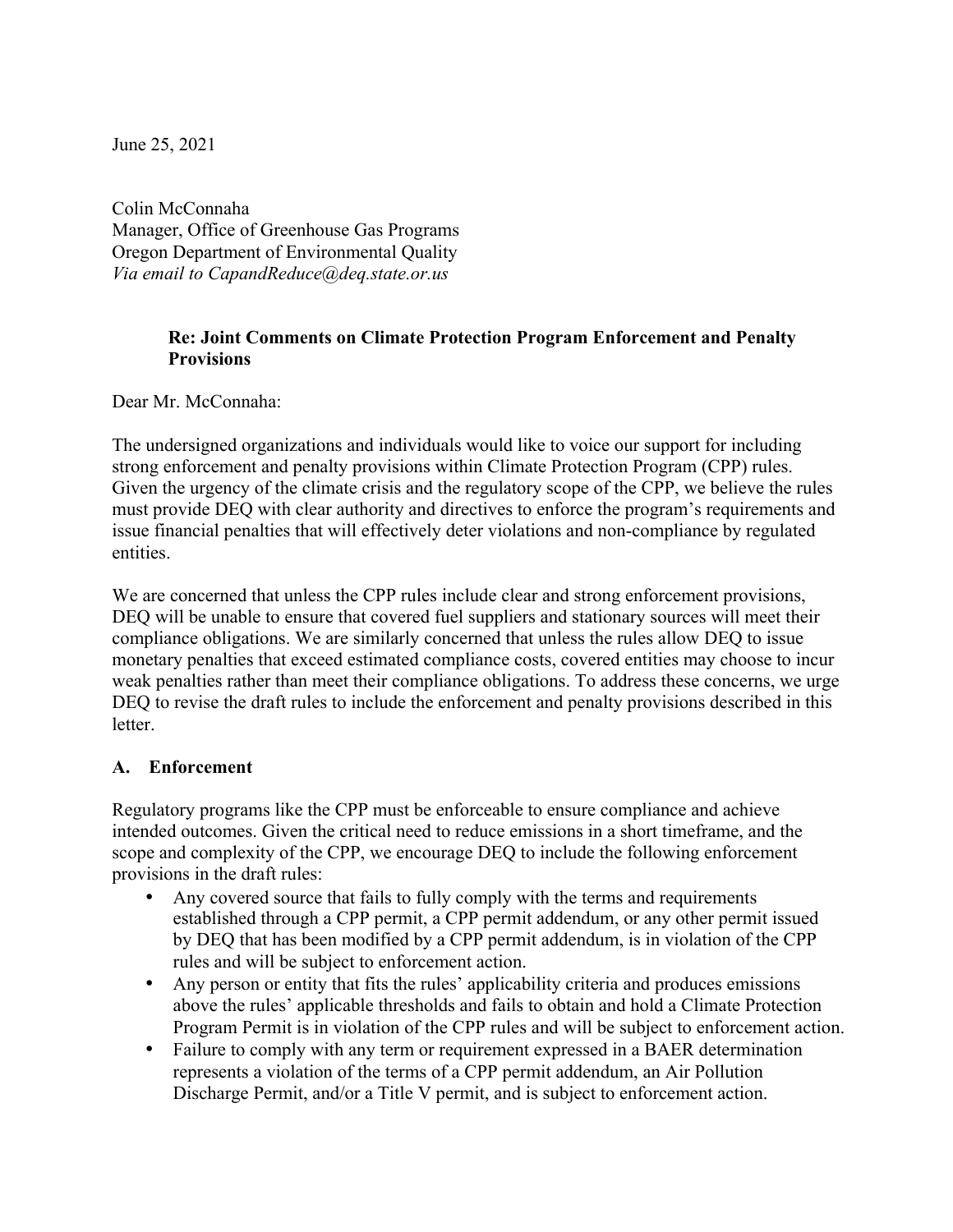June 25, 2021

Colin McConnaha
Manager, Office of Greenhouse Gas Programs
Oregon Department of Environmental Quality
*Via email to CapandReduce@deq.state.or.us*

**Re: Joint Comments on Climate Protection Program Enforcement and Penalty Provisions**

Dear Mr. McConnaha:

The undersigned organizations and individuals would like to voice our support for including strong enforcement and penalty provisions within Climate Protection Program (CPP) rules. Given the urgency of the climate crisis and the regulatory scope of the CPP, we believe the rules must provide DEQ with clear authority and directives to enforce the program's requirements and issue financial penalties that will effectively deter violations and non-compliance by regulated entities.

We are concerned that unless the CPP rules include clear and strong enforcement provisions, DEQ will be unable to ensure that covered fuel suppliers and stationary sources will meet their compliance obligations. We are similarly concerned that unless the rules allow DEQ to issue monetary penalties that exceed estimated compliance costs, covered entities may choose to incur weak penalties rather than meet their compliance obligations. To address these concerns, we urge DEQ to revise the draft rules to include the enforcement and penalty provisions described in this letter.

## A. Enforcement

Regulatory programs like the CPP must be enforceable to ensure compliance and achieve intended outcomes. Given the critical need to reduce emissions in a short timeframe, and the scope and complexity of the CPP, we encourage DEQ to include the following enforcement provisions in the draft rules:

- Any covered source that fails to fully comply with the terms and requirements established through a CPP permit, a CPP permit addendum, or any other permit issued by DEQ that has been modified by a CPP permit addendum, is in violation of the CPP rules and will be subject to enforcement action.
- Any person or entity that fits the rules' applicability criteria and produces emissions above the rules' applicable thresholds and fails to obtain and hold a Climate Protection Program Permit is in violation of the CPP rules and will be subject to enforcement action.
- Failure to comply with any term or requirement expressed in a BAER determination represents a violation of the terms of a CPP permit addendum, an Air Pollution Discharge Permit, and/or a Title V permit, and is subject to enforcement action.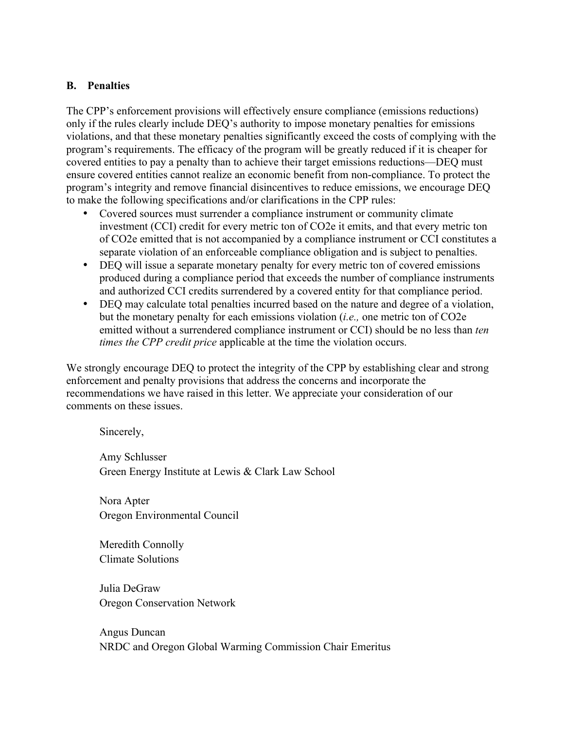### B. Penalties

The CPP's enforcement provisions will effectively ensure compliance (emissions reductions) only if the rules clearly include DEQ's authority to impose monetary penalties for emissions violations, and that these monetary penalties significantly exceed the costs of complying with the program's requirements. The efficacy of the program will be greatly reduced if it is cheaper for covered entities to pay a penalty than to achieve their target emissions reductions—DEQ must ensure covered entities cannot realize an economic benefit from non-compliance. To protect the program's integrity and remove financial disincentives to reduce emissions, we encourage DEQ to make the following specifications and/or clarifications in the CPP rules:

- Covered sources must surrender a compliance instrument or community climate investment (CCI) credit for every metric ton of $CO_2e$ it emits, and that every metric ton of $CO_2e$ emitted that is not accompanied by a compliance instrument or CCI constitutes a separate violation of an enforceable compliance obligation and is subject to penalties.
- DEQ will issue a separate monetary penalty for every metric ton of covered emissions produced during a compliance period that exceeds the number of compliance instruments and authorized CCI credits surrendered by a covered entity for that compliance period.
- DEQ may calculate total penalties incurred based on the nature and degree of a violation, but the monetary penalty for each emissions violation (*i.e.,* one metric ton of $CO_2e$ emitted without a surrendered compliance instrument or CCI) should be no less than *ten times the CPP credit price* applicable at the time the violation occurs.

We strongly encourage DEQ to protect the integrity of the CPP by establishing clear and strong enforcement and penalty provisions that address the concerns and incorporate the recommendations we have raised in this letter. We appreciate your consideration of our comments on these issues.

Sincerely,

Amy Schlusser
Green Energy Institute at Lewis & Clark Law School

Nora Apter
Oregon Environmental Council

Meredith Connolly
Climate Solutions

Julia DeGraw
Oregon Conservation Network

Angus Duncan
NRDC and Oregon Global Warming Commission Chair Emeritus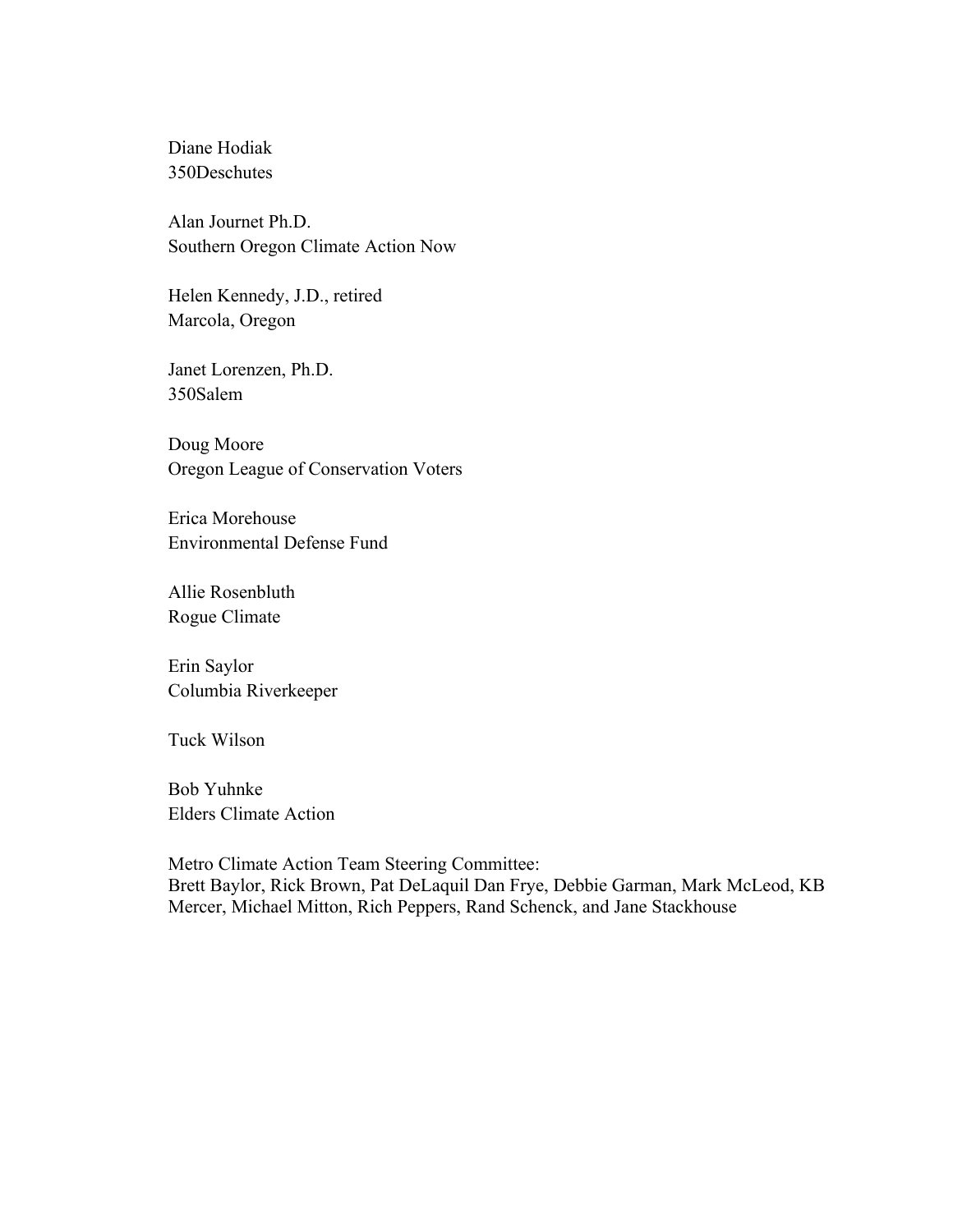Diane Hodiak
350Deschutes

Alan Journet Ph.D.
Southern Oregon Climate Action Now

Helen Kennedy, J.D., retired
Marcola, Oregon

Janet Lorenzen, Ph.D.
350Salem

Doug Moore
Oregon League of Conservation Voters

Erica Morehouse
Environmental Defense Fund

Allie Rosenbluth
Rogue Climate

Erin Saylor
Columbia Riverkeeper

Tuck Wilson

Bob Yuhnke
Elders Climate Action

Metro Climate Action Team Steering Committee:
Brett Baylor, Rick Brown, Pat DeLaquil Dan Frye, Debbie Garman, Mark McLeod, KB Mercer, Michael Mitton, Rich Peppers, Rand Schenck, and Jane Stackhouse